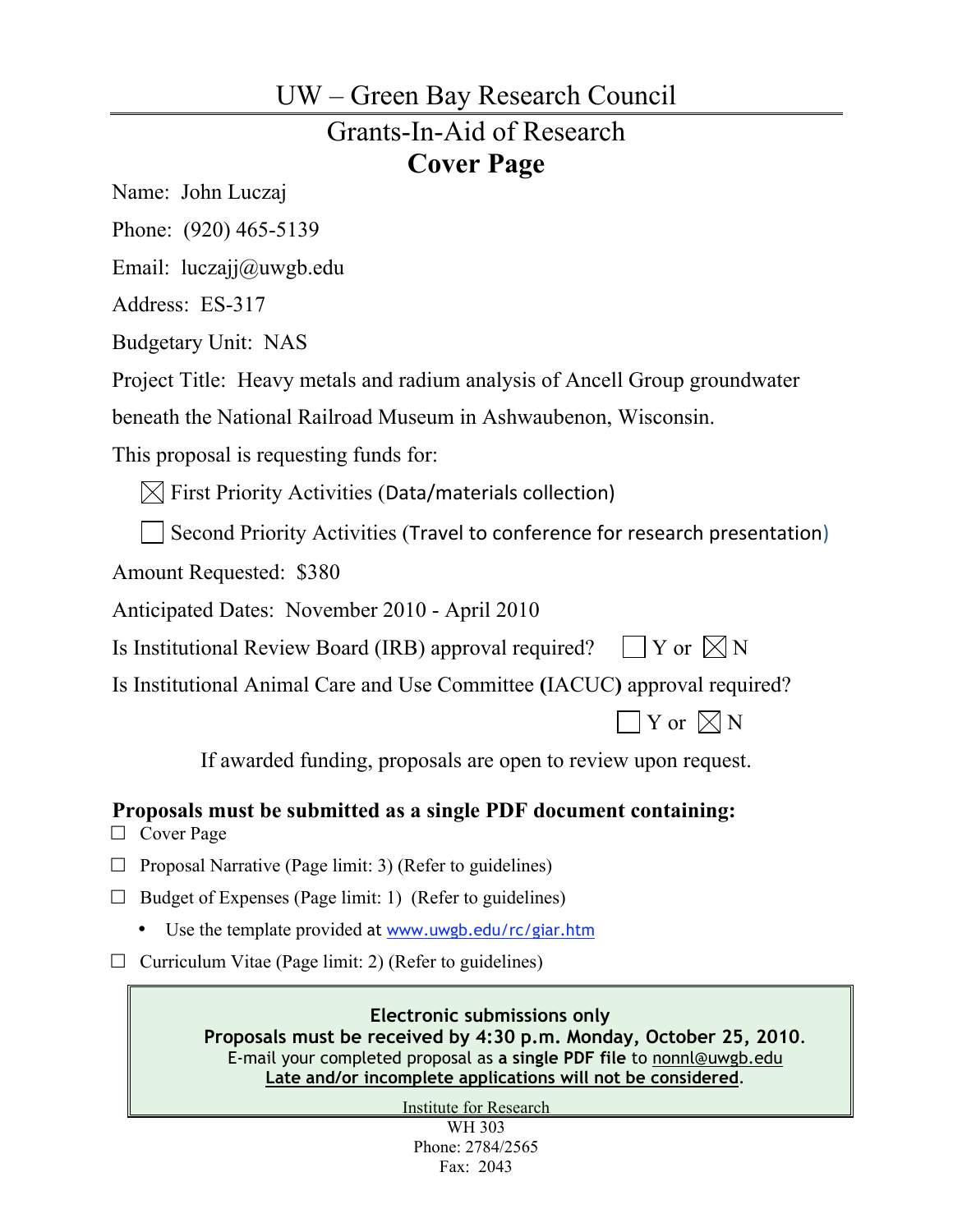# UW – Green Bay Research Council

## Grants-In-Aid of Research

## Cover Page

Name: John Luczaj

Phone: (920) 465-5139

Email: luczajj@uwgb.edu

Address: ES-317

Budgetary Unit: NAS

Project Title: Heavy metals and radium analysis of Ancell Group groundwater beneath the National Railroad Museum in Ashwaubenon, Wisconsin.

This proposal is requesting funds for:

☒ First Priority Activities (Data/materials collection)

☐ Second Priority Activities (Travel to conference for research presentation)

Amount Requested: $380

Anticipated Dates: November 2010 - April 2010

Is Institutional Review Board (IRB) approval required? ☐ Y or ☒ N

Is Institutional Animal Care and Use Committee (IACUC) approval required? ☐ Y or ☒ N

If awarded funding, proposals are open to review upon request.

**Proposals must be submitted as a single PDF document containing:**

- ☐ Cover Page
- ☐ Proposal Narrative (Page limit: 3) (Refer to guidelines)
- ☐ Budget of Expenses (Page limit: 1) (Refer to guidelines)
  - Use the template provided at www.uwgb.edu/rc/giar.htm
- ☐ Curriculum Vitae (Page limit: 2) (Refer to guidelines)

**Electronic submissions only**
**Proposals must be received by 4:30 p.m. Monday, October 25, 2010.**
E-mail your completed proposal as **a single PDF file** to nonnl@uwgb.edu
**Late and/or incomplete applications will not be considered.**

Institute for Research
WH 303
Phone: 2784/2565
Fax: 2043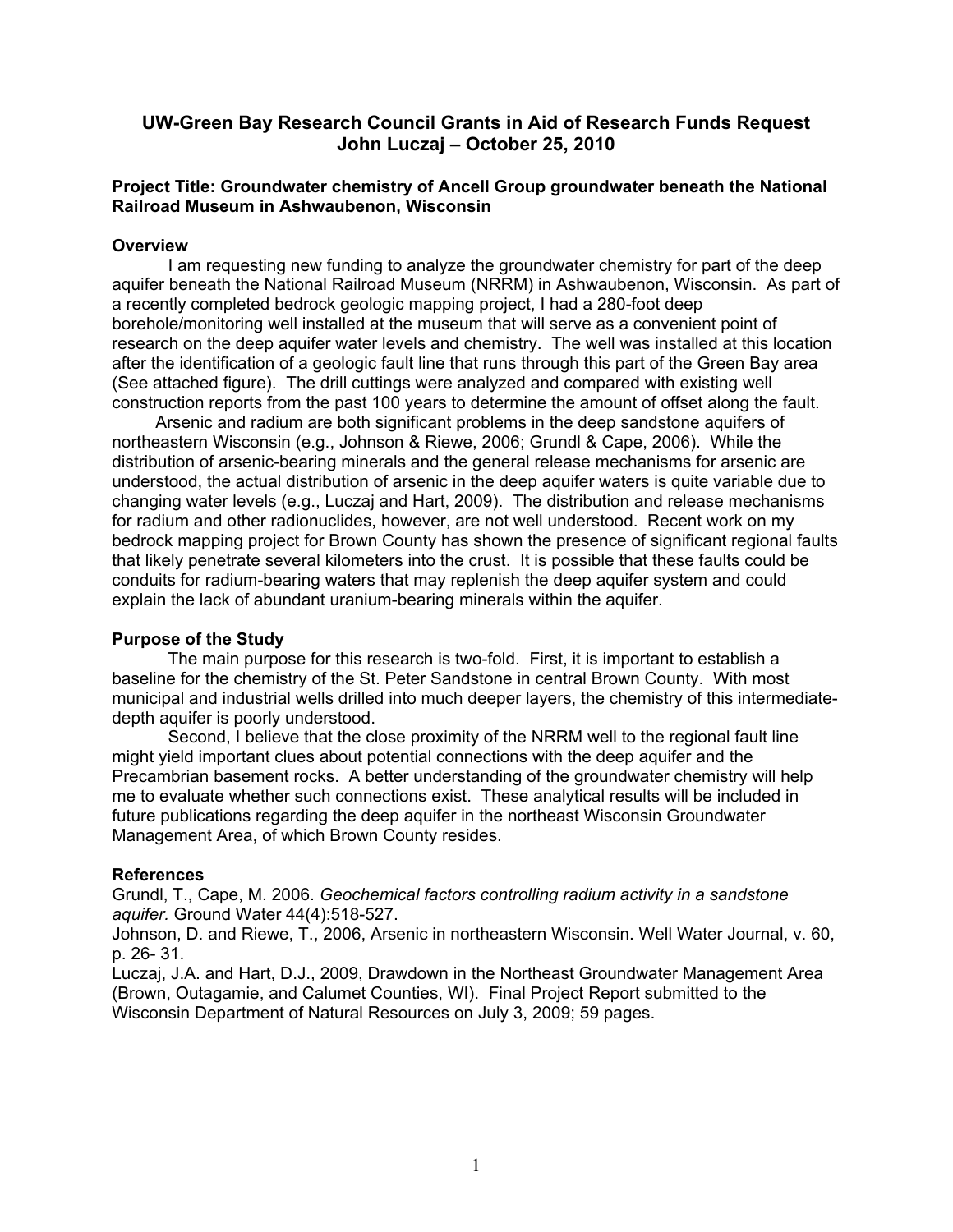# UW-Green Bay Research Council Grants in Aid of Research Funds Request
# John Luczaj – October 25, 2010

**Project Title: Groundwater chemistry of Ancell Group groundwater beneath the National Railroad Museum in Ashwaubenon, Wisconsin**

### Overview

I am requesting new funding to analyze the groundwater chemistry for part of the deep aquifer beneath the National Railroad Museum (NRRM) in Ashwaubenon, Wisconsin. As part of a recently completed bedrock geologic mapping project, I had a 280-foot deep borehole/monitoring well installed at the museum that will serve as a convenient point of research on the deep aquifer water levels and chemistry. The well was installed at this location after the identification of a geologic fault line that runs through this part of the Green Bay area (See attached figure). The drill cuttings were analyzed and compared with existing well construction reports from the past 100 years to determine the amount of offset along the fault.

Arsenic and radium are both significant problems in the deep sandstone aquifers of northeastern Wisconsin (e.g., Johnson & Riewe, 2006; Grundl & Cape, 2006). While the distribution of arsenic-bearing minerals and the general release mechanisms for arsenic are understood, the actual distribution of arsenic in the deep aquifer waters is quite variable due to changing water levels (e.g., Luczaj and Hart, 2009). The distribution and release mechanisms for radium and other radionuclides, however, are not well understood. Recent work on my bedrock mapping project for Brown County has shown the presence of significant regional faults that likely penetrate several kilometers into the crust. It is possible that these faults could be conduits for radium-bearing waters that may replenish the deep aquifer system and could explain the lack of abundant uranium-bearing minerals within the aquifer.

### Purpose of the Study

The main purpose for this research is two-fold. First, it is important to establish a baseline for the chemistry of the St. Peter Sandstone in central Brown County. With most municipal and industrial wells drilled into much deeper layers, the chemistry of this intermediate-depth aquifer is poorly understood.

Second, I believe that the close proximity of the NRRM well to the regional fault line might yield important clues about potential connections with the deep aquifer and the Precambrian basement rocks. A better understanding of the groundwater chemistry will help me to evaluate whether such connections exist. These analytical results will be included in future publications regarding the deep aquifer in the northeast Wisconsin Groundwater Management Area, of which Brown County resides.

### References

Grundl, T., Cape, M. 2006. *Geochemical factors controlling radium activity in a sandstone aquifer.* Ground Water 44(4):518-527.

Johnson, D. and Riewe, T., 2006, Arsenic in northeastern Wisconsin. Well Water Journal, v. 60, p. 26- 31.

Luczaj, J.A. and Hart, D.J., 2009, Drawdown in the Northeast Groundwater Management Area (Brown, Outagamie, and Calumet Counties, WI). Final Project Report submitted to the Wisconsin Department of Natural Resources on July 3, 2009; 59 pages.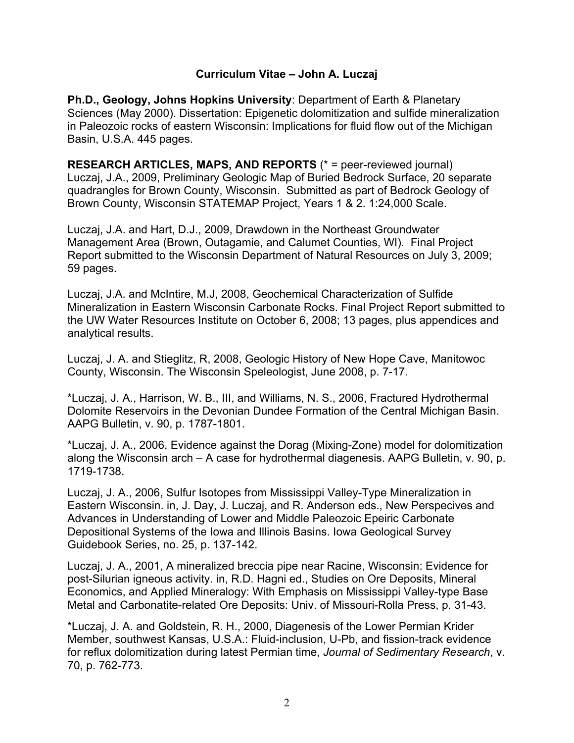# Curriculum Vitae – John A. Luczaj

**Ph.D., Geology, Johns Hopkins University**: Department of Earth & Planetary Sciences (May 2000). Dissertation: Epigenetic dolomitization and sulfide mineralization in Paleozoic rocks of eastern Wisconsin: Implications for fluid flow out of the Michigan Basin, U.S.A. 445 pages.

**RESEARCH ARTICLES, MAPS, AND REPORTS** (* = peer-reviewed journal)

Luczaj, J.A., 2009, Preliminary Geologic Map of Buried Bedrock Surface, 20 separate quadrangles for Brown County, Wisconsin. Submitted as part of Bedrock Geology of Brown County, Wisconsin STATEMAP Project, Years 1 & 2. 1:24,000 Scale.

Luczaj, J.A. and Hart, D.J., 2009, Drawdown in the Northeast Groundwater Management Area (Brown, Outagamie, and Calumet Counties, WI). Final Project Report submitted to the Wisconsin Department of Natural Resources on July 3, 2009; 59 pages.

Luczaj, J.A. and McIntire, M.J, 2008, Geochemical Characterization of Sulfide Mineralization in Eastern Wisconsin Carbonate Rocks. Final Project Report submitted to the UW Water Resources Institute on October 6, 2008; 13 pages, plus appendices and analytical results.

Luczaj, J. A. and Stieglitz, R, 2008, Geologic History of New Hope Cave, Manitowoc County, Wisconsin. The Wisconsin Speleologist, June 2008, p. 7-17.

*Luczaj, J. A., Harrison, W. B., III, and Williams, N. S., 2006, Fractured Hydrothermal Dolomite Reservoirs in the Devonian Dundee Formation of the Central Michigan Basin. AAPG Bulletin, v. 90, p. 1787-1801.

*Luczaj, J. A., 2006, Evidence against the Dorag (Mixing-Zone) model for dolomitization along the Wisconsin arch – A case for hydrothermal diagenesis. AAPG Bulletin, v. 90, p. 1719-1738.

Luczaj, J. A., 2006, Sulfur Isotopes from Mississippi Valley-Type Mineralization in Eastern Wisconsin. in, J. Day, J. Luczaj, and R. Anderson eds., New Perspecives and Advances in Understanding of Lower and Middle Paleozoic Epeiric Carbonate Depositional Systems of the Iowa and Illinois Basins. Iowa Geological Survey Guidebook Series, no. 25, p. 137-142.

Luczaj, J. A., 2001, A mineralized breccia pipe near Racine, Wisconsin: Evidence for post-Silurian igneous activity. in, R.D. Hagni ed., Studies on Ore Deposits, Mineral Economics, and Applied Mineralogy: With Emphasis on Mississippi Valley-type Base Metal and Carbonatite-related Ore Deposits: Univ. of Missouri-Rolla Press, p. 31-43.

*Luczaj, J. A. and Goldstein, R. H., 2000, Diagenesis of the Lower Permian Krider Member, southwest Kansas, U.S.A.: Fluid-inclusion, U-Pb, and fission-track evidence for reflux dolomitization during latest Permian time, *Journal of Sedimentary Research*, v. 70, p. 762-773.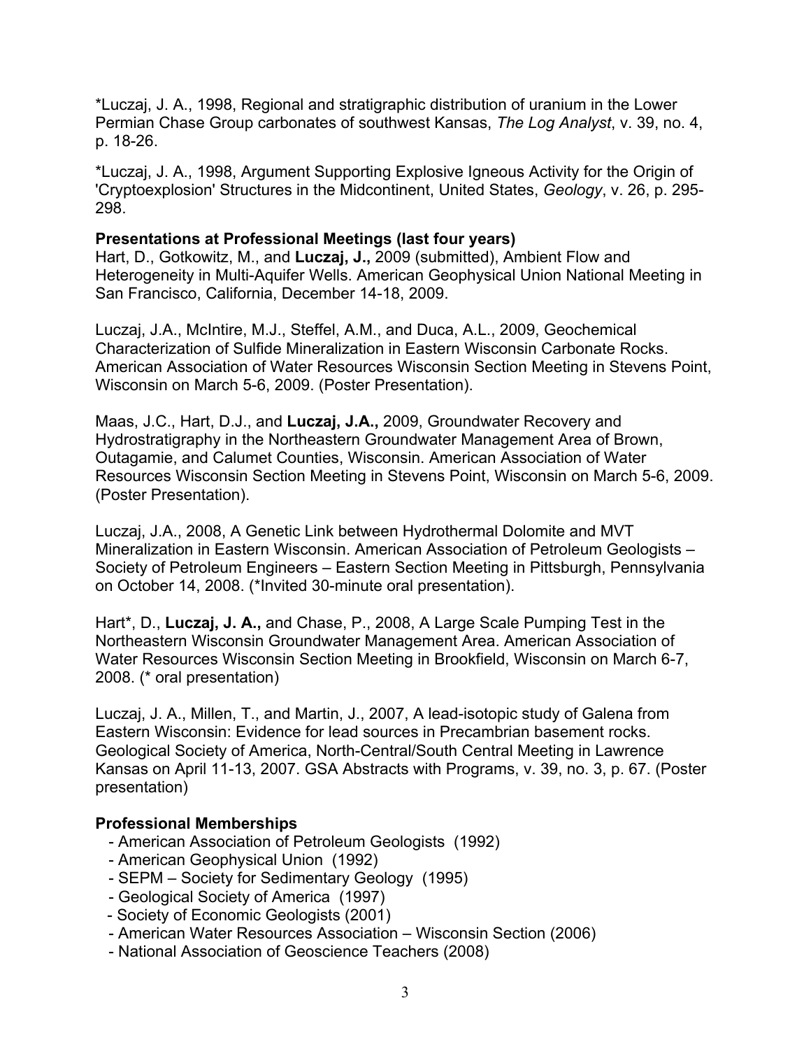*Luczaj, J. A., 1998, Regional and stratigraphic distribution of uranium in the Lower Permian Chase Group carbonates of southwest Kansas, *The Log Analyst*, v. 39, no. 4, p. 18-26.

*Luczaj, J. A., 1998, Argument Supporting Explosive Igneous Activity for the Origin of 'Cryptoexplosion' Structures in the Midcontinent, United States, *Geology*, v. 26, p. 295-298.

**Presentations at Professional Meetings (last four years)**

Hart, D., Gotkowitz, M., and **Luczaj, J.,** 2009 (submitted), Ambient Flow and Heterogeneity in Multi-Aquifer Wells. American Geophysical Union National Meeting in San Francisco, California, December 14-18, 2009.

Luczaj, J.A., McIntire, M.J., Steffel, A.M., and Duca, A.L., 2009, Geochemical Characterization of Sulfide Mineralization in Eastern Wisconsin Carbonate Rocks. American Association of Water Resources Wisconsin Section Meeting in Stevens Point, Wisconsin on March 5-6, 2009. (Poster Presentation).

Maas, J.C., Hart, D.J., and **Luczaj, J.A.,** 2009, Groundwater Recovery and Hydrostratigraphy in the Northeastern Groundwater Management Area of Brown, Outagamie, and Calumet Counties, Wisconsin. American Association of Water Resources Wisconsin Section Meeting in Stevens Point, Wisconsin on March 5-6, 2009. (Poster Presentation).

Luczaj, J.A., 2008, A Genetic Link between Hydrothermal Dolomite and MVT Mineralization in Eastern Wisconsin. American Association of Petroleum Geologists – Society of Petroleum Engineers – Eastern Section Meeting in Pittsburgh, Pennsylvania on October 14, 2008. (*Invited 30-minute oral presentation).

Hart*, D., **Luczaj, J. A.,** and Chase, P., 2008, A Large Scale Pumping Test in the Northeastern Wisconsin Groundwater Management Area. American Association of Water Resources Wisconsin Section Meeting in Brookfield, Wisconsin on March 6-7, 2008. (* oral presentation)

Luczaj, J. A., Millen, T., and Martin, J., 2007, A lead-isotopic study of Galena from Eastern Wisconsin: Evidence for lead sources in Precambrian basement rocks. Geological Society of America, North-Central/South Central Meeting in Lawrence Kansas on April 11-13, 2007. GSA Abstracts with Programs, v. 39, no. 3, p. 67. (Poster presentation)

**Professional Memberships**

- American Association of Petroleum Geologists (1992)
- American Geophysical Union (1992)
- SEPM – Society for Sedimentary Geology (1995)
- Geological Society of America (1997)
- Society of Economic Geologists (2001)
- American Water Resources Association – Wisconsin Section (2006)
- National Association of Geoscience Teachers (2008)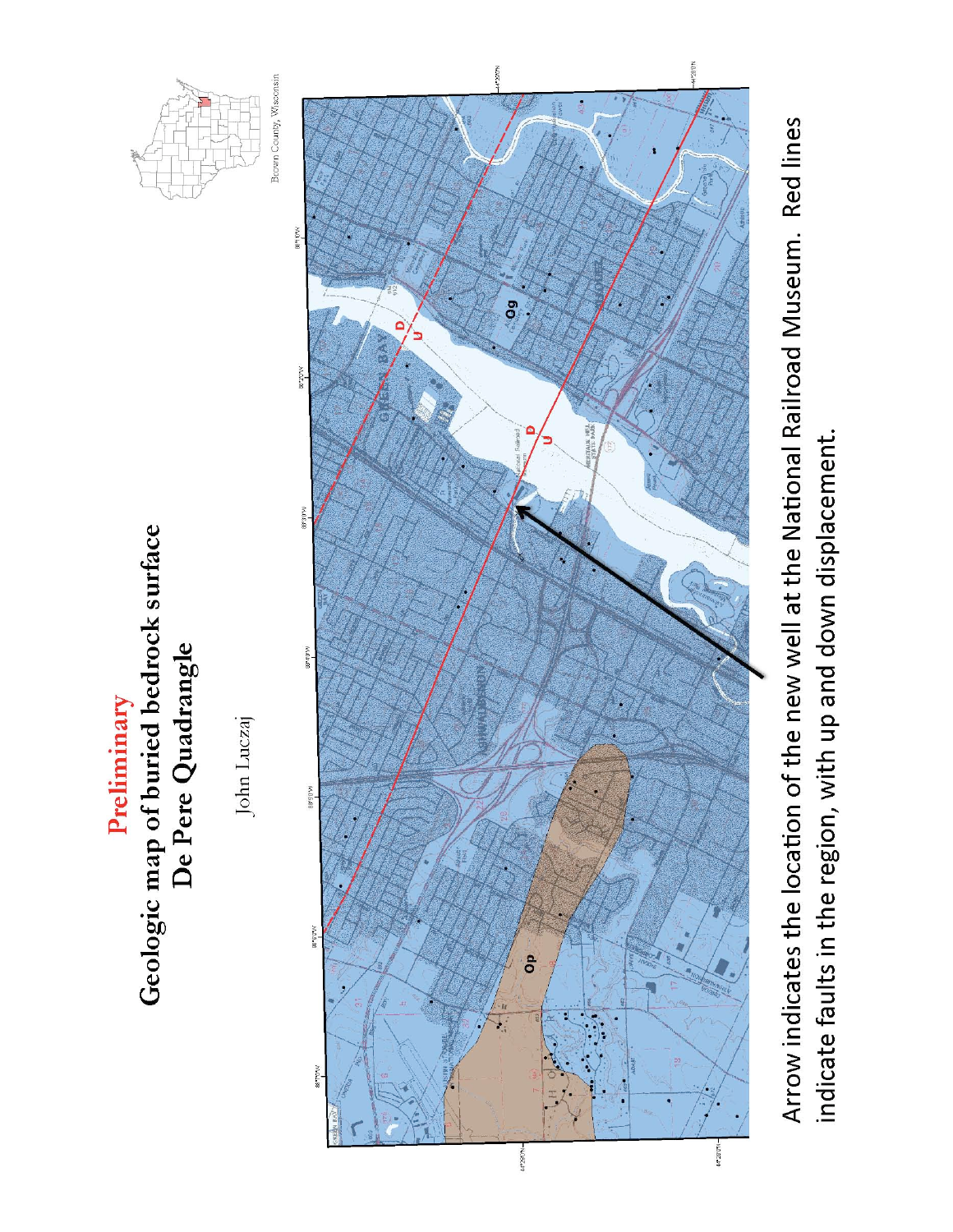# Preliminary

## Geologic map of buried bedrock surface De Pere Quadrangle

John Luczaj

Arrow indicates the location of the new well at the National Railroad Museum. Red lines indicate faults in the region, with up and down displacement.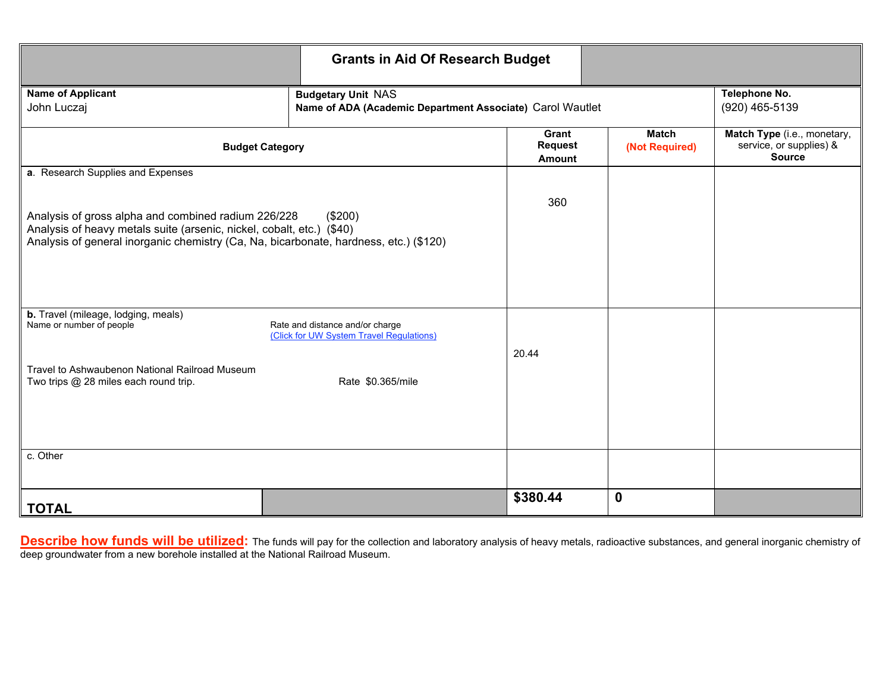# Grants in Aid Of Research Budget

| Name of Applicant | Budgetary Unit / Name of ADA (Academic Department Associate) | Telephone No. |
|---|---|---|
| John Luczaj | Budgetary Unit NAS<br>Name of ADA (Academic Department Associate) Carol Wautlet | (920) 465-5139 |

| Budget Category | Grant Request Amount | Match (Not Required) | Match Type (i.e., monetary, service, or supplies) & Source |
|---|---|---|---|
| **a.** Research Supplies and Expenses<br><br>Analysis of gross alpha and combined radium 226/228 ($200)<br>Analysis of heavy metals suite (arsenic, nickel, cobalt, etc.) ($40)<br>Analysis of general inorganic chemistry (Ca, Na, bicarbonate, hardness, etc.) ($120) | 360 | | |
| **b.** Travel (mileage, lodging, meals)<br>Name or number of people / Rate and distance and/or charge (Click for UW System Travel Regulations)<br><br>Travel to Ashwaubenon National Railroad Museum<br>Two trips @ 28 miles each round trip. Rate $0.365/mile | 20.44 | | |
| c. Other | | | |
| **TOTAL** | **$380.44** | **0** | |

**Describe how funds will be utilized:** The funds will pay for the collection and laboratory analysis of heavy metals, radioactive substances, and general inorganic chemistry of deep groundwater from a new borehole installed at the National Railroad Museum.